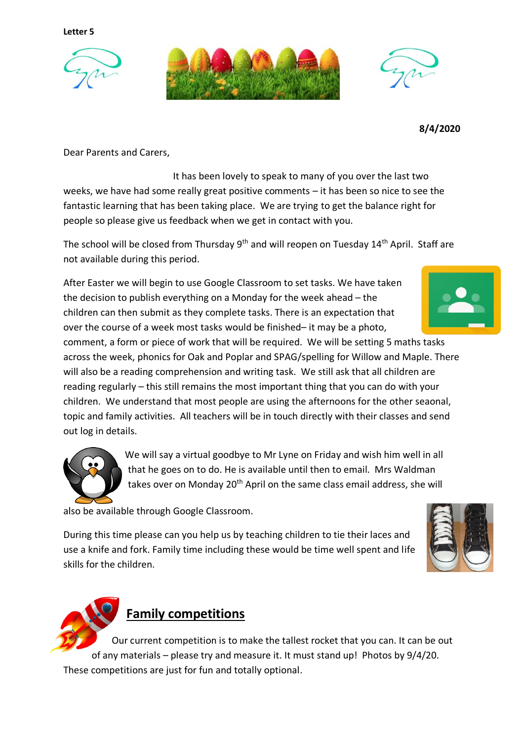**Letter 5**

**8/4/2020**

Dear Parents and Carers,

It has been lovely to speak to many of you over the last two weeks, we have had some really great positive comments – it has been so nice to see the fantastic learning that has been taking place. We are trying to get the balance right for people so please give us feedback when we get in contact with you.

The school will be closed from Thursday 9th and will reopen on Tuesday 14th April. Staff are not available during this period.

After Easter we will begin to use Google Classroom to set tasks. We have taken the decision to publish everything on a Monday for the week ahead – the children can then submit as they complete tasks. There is an expectation that over the course of a week most tasks would be finished– it may be a photo, comment, a form or piece of work that will be required. We will be setting 5 maths tasks across the week, phonics for Oak and Poplar and SPAG/spelling for Willow and Maple. There will also be a reading comprehension and writing task. We still ask that all children are reading regularly – this still remains the most important thing that you can do with your children. We understand that most people are using the afternoons for the other seaonal, topic and family activities. All teachers will be in touch directly with their classes and send out log in details.

We will say a virtual goodbye to Mr Lyne on Friday and wish him well in all that he goes on to do. He is available until then to email. Mrs Waldman takes over on Monday 20th April on the same class email address, she will also be available through Google Classroom.

During this time please can you help us by teaching children to tie their laces and use a knife and fork. Family time including these would be time well spent and life skills for the children.

## Family competitions

Our current competition is to make the tallest rocket that you can. It can be out of any materials – please try and measure it. It must stand up! Photos by 9/4/20. These competitions are just for fun and totally optional.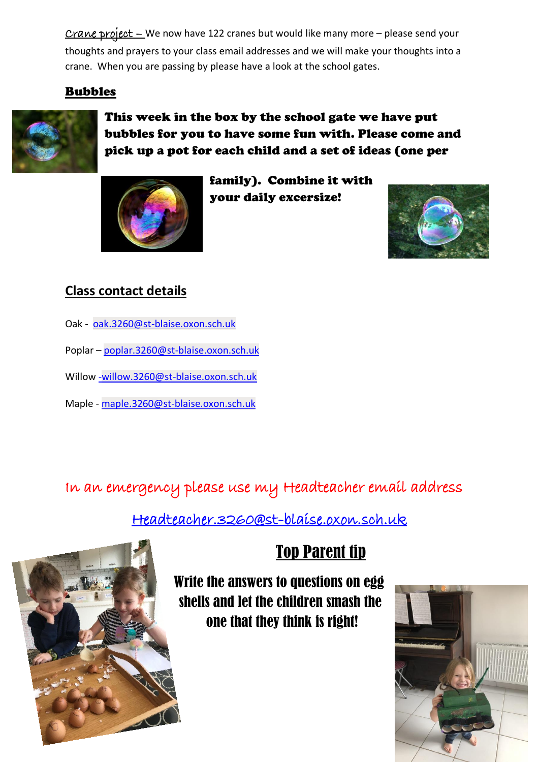Crane project – We now have 122 cranes but would like many more – please send your thoughts and prayers to your class email addresses and we will make your thoughts into a crane. When you are passing by please have a look at the school gates.

## Bubbles

**This week in the box by the school gate we have put bubbles for you to have some fun with. Please come and pick up a pot for each child and a set of ideas (one per family). Combine it with your daily excersize!**

## Class contact details

Oak - oak.3260@st-blaise.oxon.sch.uk

Poplar – poplar.3260@st-blaise.oxon.sch.uk

Willow -willow.3260@st-blaise.oxon.sch.uk

Maple - maple.3260@st-blaise.oxon.sch.uk

In an emergency please use my Headteacher email address

Headteacher.3260@st-blaise.oxon.sch.uk

## Top Parent tip

**Write the answers to questions on egg shells and let the children smash the one that they think is right!**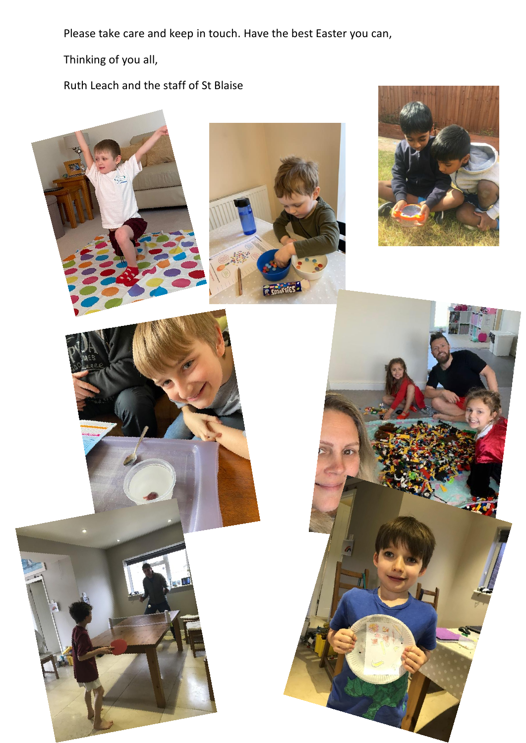Please take care and keep in touch. Have the best Easter you can,

Thinking of you all,

Ruth Leach and the staff of St Blaise